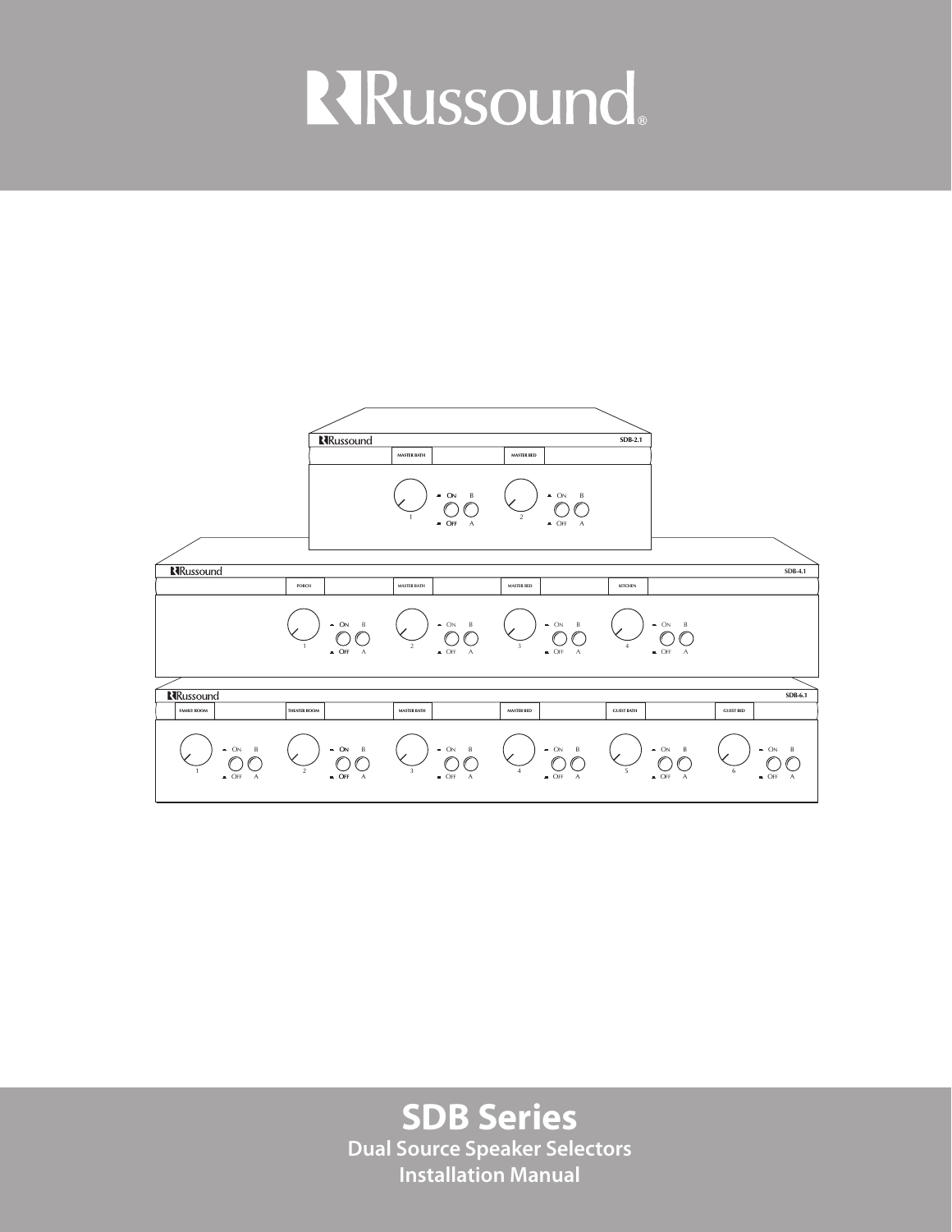# Russound®

# SDB Series

## Dual Source Speaker Selectors

## Installation Manual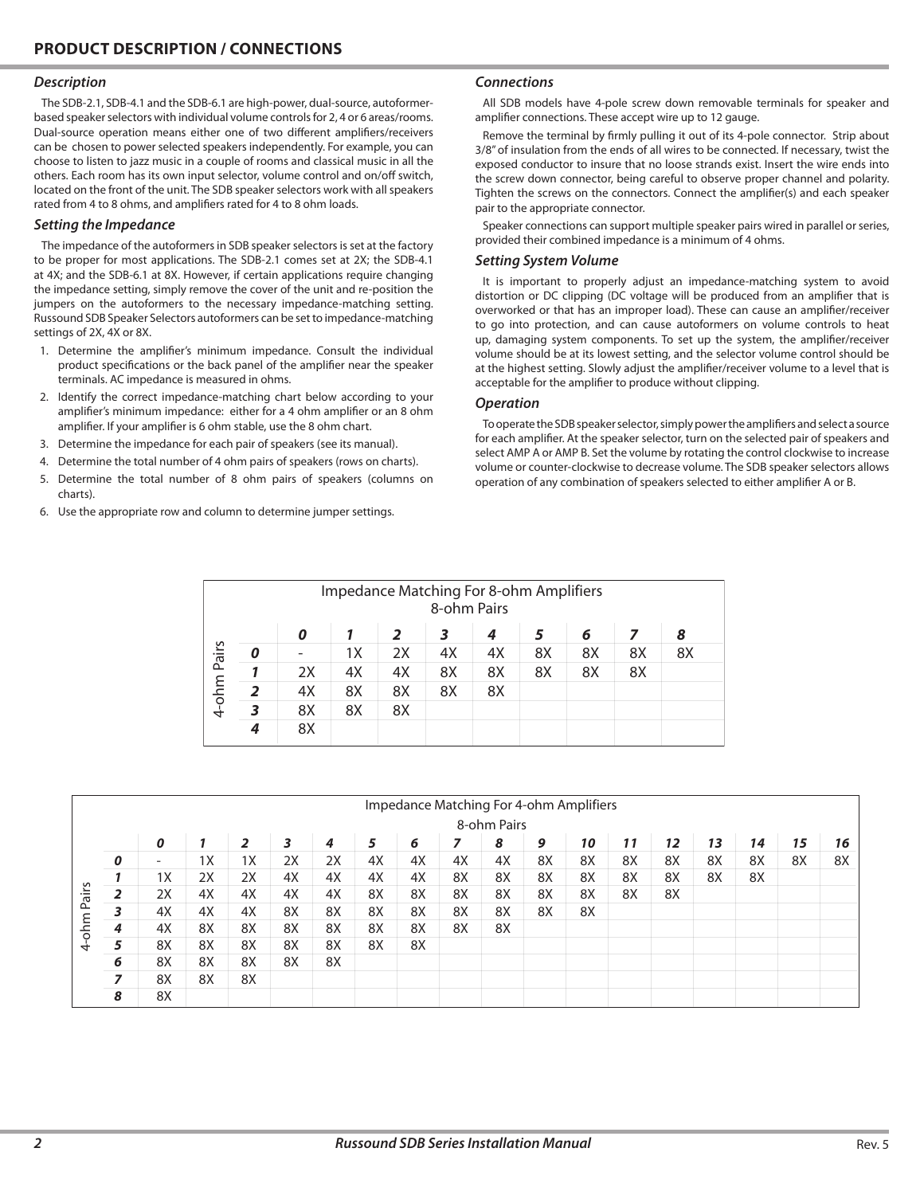## PRODUCT DESCRIPTION / CONNECTIONS

### *Description*

The SDB-2.1, SDB-4.1 and the SDB-6.1 are high-power, dual-source, autoformer-based speaker selectors with individual volume controls for 2, 4 or 6 areas/rooms. Dual-source operation means either one of two different amplifiers/receivers can be chosen to power selected speakers independently. For example, you can choose to listen to jazz music in a couple of rooms and classical music in all the others. Each room has its own input selector, volume control and on/off switch, located on the front of the unit. The SDB speaker selectors work with all speakers rated from 4 to 8 ohms, and amplifiers rated for 4 to 8 ohm loads.

### *Setting the Impedance*

The impedance of the autoformers in SDB speaker selectors is set at the factory to be proper for most applications. The SDB-2.1 comes set at 2X; the SDB-4.1 at 4X; and the SDB-6.1 at 8X. However, if certain applications require changing the impedance setting, simply remove the cover of the unit and re-position the jumpers on the autoformers to the necessary impedance-matching setting. Russound SDB Speaker Selectors autoformers can be set to impedance-matching settings of 2X, 4X or 8X.

1. Determine the amplifier's minimum impedance. Consult the individual product specifications or the back panel of the amplifier near the speaker terminals. AC impedance is measured in ohms.
2. Identify the correct impedance-matching chart below according to your amplifier's minimum impedance: either for a 4 ohm amplifier or an 8 ohm amplifier. If your amplifier is 6 ohm stable, use the 8 ohm chart.
3. Determine the impedance for each pair of speakers (see its manual).
4. Determine the total number of 4 ohm pairs of speakers (rows on charts).
5. Determine the total number of 8 ohm pairs of speakers (columns on charts).
6. Use the appropriate row and column to determine jumper settings.

### *Connections*

All SDB models have 4-pole screw down removable terminals for speaker and amplifier connections. These accept wire up to 12 gauge.

Remove the terminal by firmly pulling it out of its 4-pole connector. Strip about 3/8" of insulation from the ends of all wires to be connected. If necessary, twist the exposed conductor to insure that no loose strands exist. Insert the wire ends into the screw down connector, being careful to observe proper channel and polarity. Tighten the screws on the connectors. Connect the amplifier(s) and each speaker pair to the appropriate connector.

Speaker connections can support multiple speaker pairs wired in parallel or series, provided their combined impedance is a minimum of 4 ohms.

### *Setting System Volume*

It is important to properly adjust an impedance-matching system to avoid distortion or DC clipping (DC voltage will be produced from an amplifier that is overworked or that has an improper load). These can cause an amplifier/receiver to go into protection, and can cause autoformers on volume controls to heat up, damaging system components. To set up the system, the amplifier/receiver volume should be at its lowest setting, and the selector volume control should be at the highest setting. Slowly adjust the amplifier/receiver volume to a level that is acceptable for the amplifier to produce without clipping.

### *Operation*

To operate the SDB speaker selector, simply power the amplifiers and select a source for each amplifier. At the speaker selector, turn on the selected pair of speakers and select AMP A or AMP B. Set the volume by rotating the control clockwise to increase volume or counter-clockwise to decrease volume. The SDB speaker selectors allows operation of any combination of speakers selected to either amplifier A or B.

**Impedance Matching For 8-ohm Amplifiers**

| 4-ohm Pairs \ 8-ohm Pairs | 0 | 1 | 2 | 3 | 4 | 5 | 6 | 7 | 8 |
|---|---|---|---|---|---|---|---|---|---|
| **0** | - | 1X | 2X | 4X | 4X | 8X | 8X | 8X | 8X |
| **1** | 2X | 4X | 4X | 8X | 8X | 8X | 8X | 8X | |
| **2** | 4X | 8X | 8X | 8X | 8X | | | | |
| **3** | 8X | 8X | 8X | | | | | | |
| **4** | 8X | | | | | | | | |

**Impedance Matching For 4-ohm Amplifiers**

| 4-ohm Pairs \ 8-ohm Pairs | 0 | 1 | 2 | 3 | 4 | 5 | 6 | 7 | 8 | 9 | 10 | 11 | 12 | 13 | 14 | 15 | 16 |
|---|---|---|---|---|---|---|---|---|---|---|---|---|---|---|---|---|---|
| **0** | - | 1X | 1X | 2X | 2X | 4X | 4X | 4X | 4X | 8X | 8X | 8X | 8X | 8X | 8X | 8X | 8X |
| **1** | 1X | 2X | 2X | 4X | 4X | 4X | 4X | 8X | 8X | 8X | 8X | 8X | 8X | 8X | 8X | | |
| **2** | 2X | 4X | 4X | 4X | 4X | 8X | 8X | 8X | 8X | 8X | 8X | 8X | 8X | | | | |
| **3** | 4X | 4X | 4X | 8X | 8X | 8X | 8X | 8X | 8X | 8X | 8X | | | | | | |
| **4** | 4X | 8X | 8X | 8X | 8X | 8X | 8X | 8X | 8X | | | | | | | | |
| **5** | 8X | 8X | 8X | 8X | 8X | 8X | 8X | | | | | | | | | | |
| **6** | 8X | 8X | 8X | 8X | 8X | | | | | | | | | | | | |
| **7** | 8X | 8X | 8X | | | | | | | | | | | | | | |
| **8** | 8X | | | | | | | | | | | | | | | | |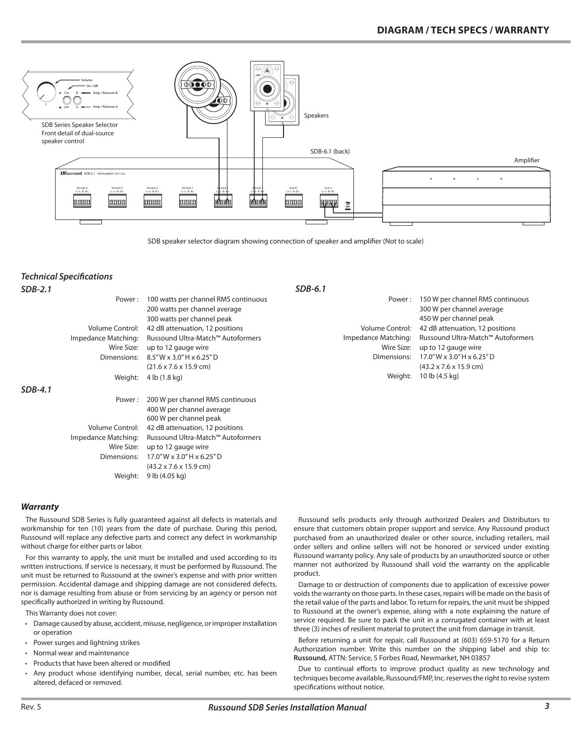## DIAGRAM / TECH SPECS / WARRANTY

Volume

On / Off

Amp / Receiver B

Amp / Receiver A

SDB Series Speaker Selector
Front detail of dual-source
speaker control

Speakers

SDB-6.1 (back)

Amplifier

SDB speaker selector diagram showing connection of speaker and amplifier (Not to scale)

### *Technical Specifications*

#### *SDB-2.1*

| | |
|---|---|
| Power : | 100 watts per channel RMS continuous<br>200 watts per channel average<br>300 watts per channel peak |
| Volume Control: | 42 dB attenuation, 12 positions |
| Impedance Matching: | Russound Ultra-Match™ Autoformers |
| Wire Size: | up to 12 gauge wire |
| Dimensions: | 8.5" W x 3.0" H x 6.25" D<br>(21.6 x 7.6 x 15.9 cm) |
| Weight: | 4 lb (1.8 kg) |

#### *SDB-4.1*

| | |
|---|---|
| Power : | 200 W per channel RMS continuous<br>400 W per channel average<br>600 W per channel peak |
| Volume Control: | 42 dB attenuation, 12 positions |
| Impedance Matching: | Russound Ultra-Match™ Autoformers |
| Wire Size: | up to 12 gauge wire |
| Dimensions: | 17.0" W x 3.0" H x 6.25" D<br>(43.2 x 7.6 x 15.9 cm) |
| Weight: | 9 lb (4.05 kg) |

#### *SDB-6.1*

| | |
|---|---|
| Power : | 150 W per channel RMS continuous<br>300 W per channel average<br>450 W per channel peak |
| Volume Control: | 42 dB attenuation, 12 positions |
| Impedance Matching: | Russound Ultra-Match™ Autoformers |
| Wire Size: | up to 12 gauge wire |
| Dimensions: | 17.0" W x 3.0" H x 6.25" D<br>(43.2 x 7.6 x 15.9 cm) |
| Weight: | 10 lb (4.5 kg) |

### *Warranty*

The Russound SDB Series is fully guaranteed against all defects in materials and workmanship for ten (10) years from the date of purchase. During this period, Russound will replace any defective parts and correct any defect in workmanship without charge for either parts or labor.

For this warranty to apply, the unit must be installed and used according to its written instructions. If service is necessary, it must be performed by Russound. The unit must be returned to Russound at the owner's expense and with prior written permission. Accidental damage and shipping damage are not considered defects, nor is damage resulting from abuse or from servicing by an agency or person not specifically authorized in writing by Russound.

This Warranty does not cover:

- Damage caused by abuse, accident, misuse, negligence, or improper installation or operation
- Power surges and lightning strikes
- Normal wear and maintenance
- Products that have been altered or modified
- Any product whose identifying number, decal, serial number, etc. has been altered, defaced or removed.

Russound sells products only through authorized Dealers and Distributors to ensure that customers obtain proper support and service. Any Russound product purchased from an unauthorized dealer or other source, including retailers, mail order sellers and online sellers will not be honored or serviced under existing Russound warranty policy. Any sale of products by an unauthorized source or other manner not authorized by Russound shall void the warranty on the applicable product.

Damage to or destruction of components due to application of excessive power voids the warranty on those parts. In these cases, repairs will be made on the basis of the retail value of the parts and labor. To return for repairs, the unit must be shipped to Russound at the owner's expense, along with a note explaining the nature of service required. Be sure to pack the unit in a corrugated container with at least three (3) inches of resilient material to protect the unit from damage in transit.

Before returning a unit for repair, call Russound at (603) 659-5170 for a Return Authorization number. Write this number on the shipping label and ship to: **Russound,** ATTN: Service, 5 Forbes Road, Newmarket, NH 03857

Due to continual efforts to improve product quality as new technology and techniques become available, Russound/FMP, Inc. reserves the right to revise system specifications without notice.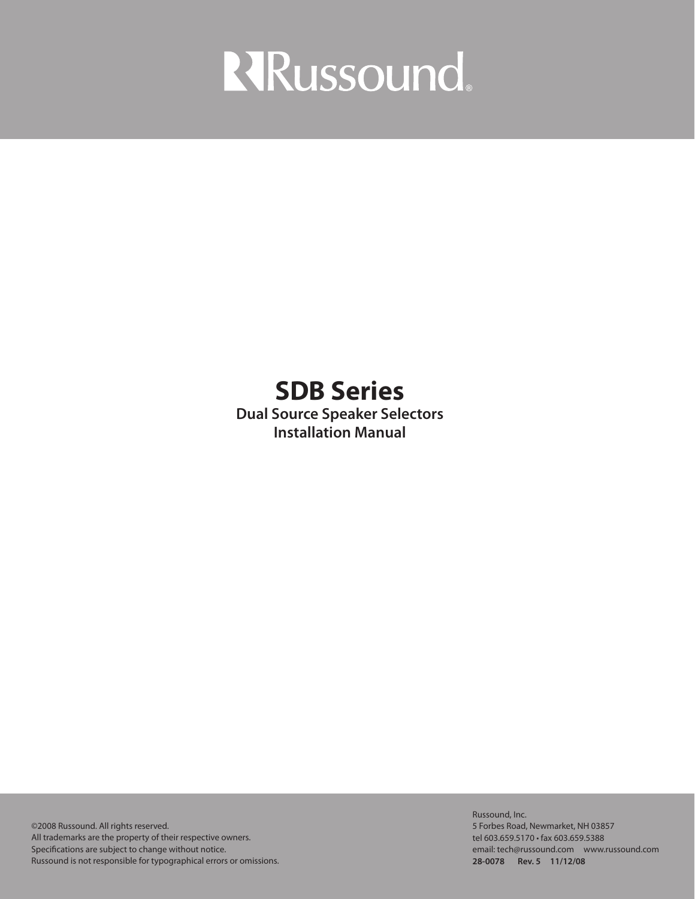# Russound®

## SDB Series

**Dual Source Speaker Selectors**
**Installation Manual**

©2008 Russound. All rights reserved.
All trademarks are the property of their respective owners.
Specifications are subject to change without notice.
Russound is not responsible for typographical errors or omissions.

Russound, Inc.
5 Forbes Road, Newmarket, NH 03857
tel 603.659.5170 • fax 603.659.5388
email: tech@russound.com     www.russound.com
**28-0078     Rev. 5     11/12/08**